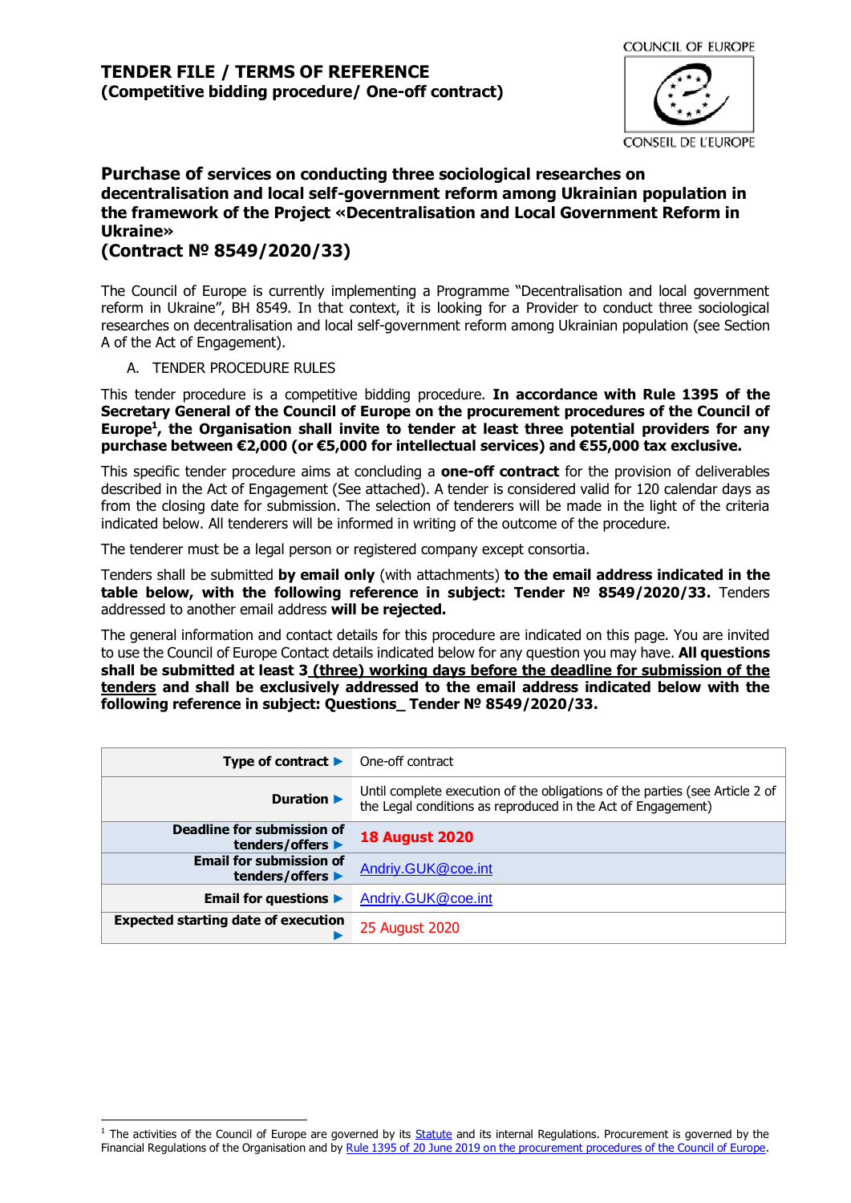# TENDER FILE / TERMS OF REFERENCE
**(Competitive bidding procedure/ One-off contract)**

COUNCIL OF EUROPE

CONSEIL DE L'EUROPE

## Purchase of services on conducting three sociological researches on decentralisation and local self-government reform among Ukrainian population in the framework of the Project «Decentralisation and Local Government Reform in Ukraine»
## (Contract № 8549/2020/33)

The Council of Europe is currently implementing a Programme "Decentralisation and local government reform in Ukraine", BH 8549. In that context, it is looking for a Provider to conduct three sociological researches on decentralisation and local self-government reform among Ukrainian population (see Section A of the Act of Engagement).

A. TENDER PROCEDURE RULES

This tender procedure is a competitive bidding procedure. **In accordance with Rule 1395 of the Secretary General of the Council of Europe on the procurement procedures of the Council of Europe[1], the Organisation shall invite to tender at least three potential providers for any purchase between €2,000 (or €5,000 for intellectual services) and €55,000 tax exclusive.**

This specific tender procedure aims at concluding a **one-off contract** for the provision of deliverables described in the Act of Engagement (See attached). A tender is considered valid for 120 calendar days as from the closing date for submission. The selection of tenderers will be made in the light of the criteria indicated below. All tenderers will be informed in writing of the outcome of the procedure.

The tenderer must be a legal person or registered company except consortia.

Tenders shall be submitted **by email only** (with attachments) **to the email address indicated in the table below, with the following reference in subject: Tender № 8549/2020/33.** Tenders addressed to another email address **will be rejected.**

The general information and contact details for this procedure are indicated on this page. You are invited to use the Council of Europe Contact details indicated below for any question you may have. **All questions shall be submitted at least 3 (three) working days before the deadline for submission of the tenders and shall be exclusively addressed to the email address indicated below with the following reference in subject: Questions_ Tender № 8549/2020/33.**

| | |
|---|---|
| **Type of contract ►** | One-off contract |
| **Duration ►** | Until complete execution of the obligations of the parties (see Article 2 of the Legal conditions as reproduced in the Act of Engagement) |
| **Deadline for submission of tenders/offers ►** | **18 August 2020** |
| **Email for submission of tenders/offers ►** | Andriy.GUK@coe.int |
| **Email for questions ►** | Andriy.GUK@coe.int |
| **Expected starting date of execution ►** | 25 August 2020 |

[1] The activities of the Council of Europe are governed by its Statute and its internal Regulations. Procurement is governed by the Financial Regulations of the Organisation and by Rule 1395 of 20 June 2019 on the procurement procedures of the Council of Europe.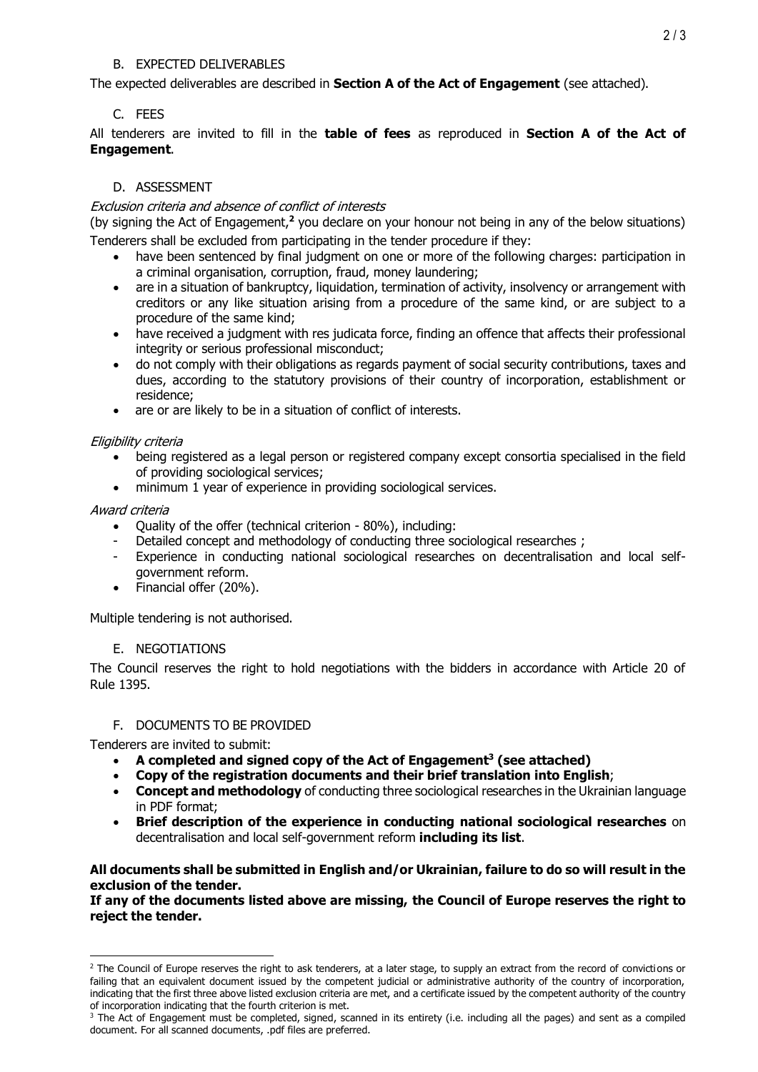## B. EXPECTED DELIVERABLES

The expected deliverables are described in **Section A of the Act of Engagement** (see attached).

## C. FEES

All tenderers are invited to fill in the **table of fees** as reproduced in **Section A of the Act of Engagement**.

## D. ASSESSMENT

*Exclusion criteria and absence of conflict of interests*

(by signing the Act of Engagement,[2] you declare on your honour not being in any of the below situations)

Tenderers shall be excluded from participating in the tender procedure if they:

- have been sentenced by final judgment on one or more of the following charges: participation in a criminal organisation, corruption, fraud, money laundering;
- are in a situation of bankruptcy, liquidation, termination of activity, insolvency or arrangement with creditors or any like situation arising from a procedure of the same kind, or are subject to a procedure of the same kind;
- have received a judgment with res judicata force, finding an offence that affects their professional integrity or serious professional misconduct;
- do not comply with their obligations as regards payment of social security contributions, taxes and dues, according to the statutory provisions of their country of incorporation, establishment or residence;
- are or are likely to be in a situation of conflict of interests.

*Eligibility criteria*

- being registered as a legal person or registered company except consortia specialised in the field of providing sociological services;
- minimum 1 year of experience in providing sociological services.

*Award criteria*

- Quality of the offer (technical criterion - 80%), including:
  - Detailed concept and methodology of conducting three sociological researches ;
  - Experience in conducting national sociological researches on decentralisation and local self-government reform.
- Financial offer (20%).

Multiple tendering is not authorised.

## E. NEGOTIATIONS

The Council reserves the right to hold negotiations with the bidders in accordance with Article 20 of Rule 1395.

## F. DOCUMENTS TO BE PROVIDED

Tenderers are invited to submit:

- **A completed and signed copy of the Act of Engagement[3] (see attached)**
- **Copy of the registration documents and their brief translation into English**;
- **Concept and methodology** of conducting three sociological researches in the Ukrainian language in PDF format;
- **Brief description of the experience in conducting national sociological researches** on decentralisation and local self-government reform **including its list**.

**All documents shall be submitted in English and/or Ukrainian, failure to do so will result in the exclusion of the tender.**

**If any of the documents listed above are missing, the Council of Europe reserves the right to reject the tender.**

---

[2] The Council of Europe reserves the right to ask tenderers, at a later stage, to supply an extract from the record of convictions or failing that an equivalent document issued by the competent judicial or administrative authority of the country of incorporation, indicating that the first three above listed exclusion criteria are met, and a certificate issued by the competent authority of the country of incorporation indicating that the fourth criterion is met.

[3] The Act of Engagement must be completed, signed, scanned in its entirety (i.e. including all the pages) and sent as a compiled document. For all scanned documents, .pdf files are preferred.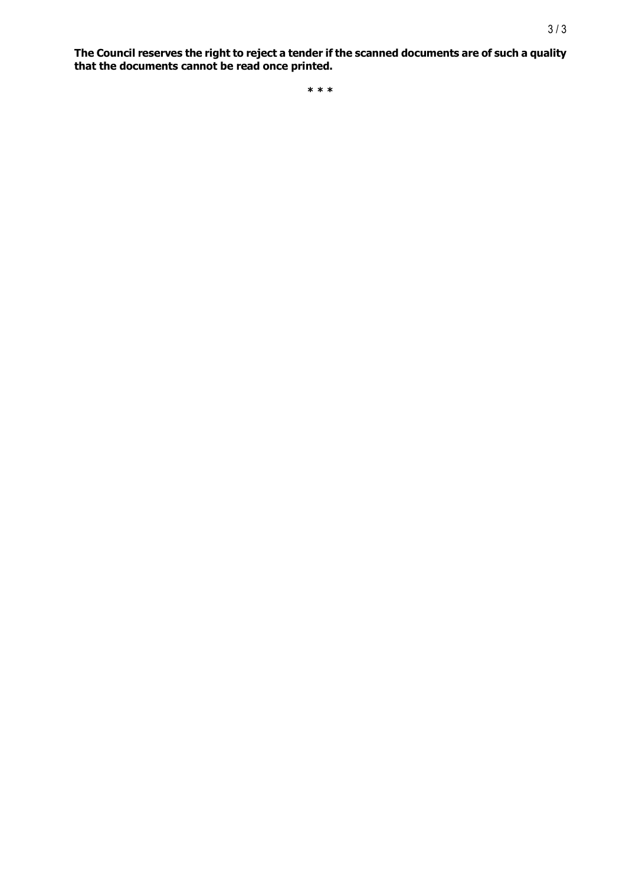**The Council reserves the right to reject a tender if the scanned documents are of such a quality that the documents cannot be read once printed.**

* * *